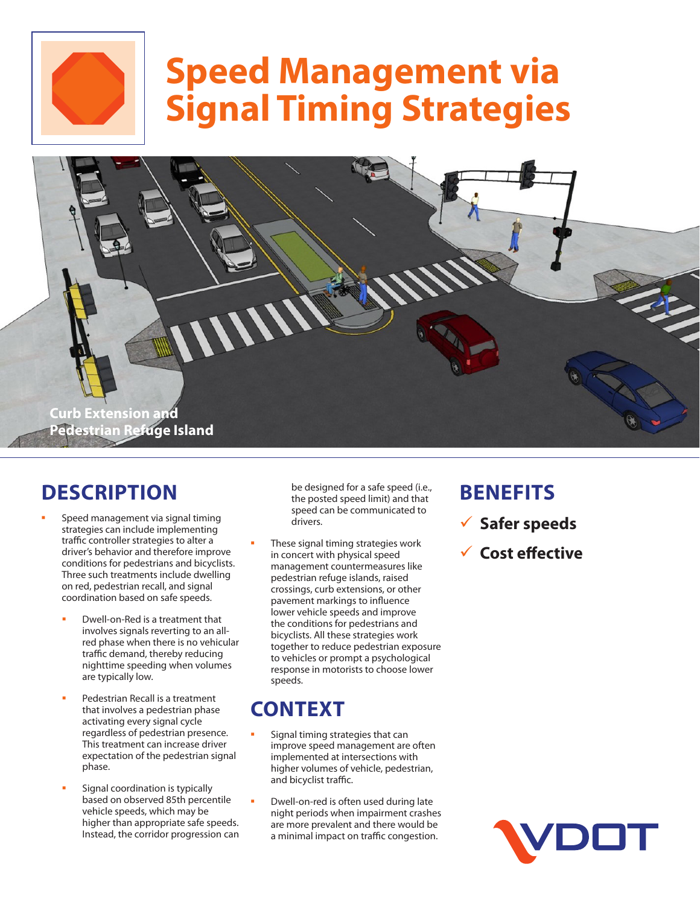# Speed Management via Signal Timing Strategies

Curb Extension and Pedestrian Refuge Island

## DESCRIPTION

- Speed management via signal timing strategies can include implementing traffic controller strategies to alter a driver's behavior and therefore improve conditions for pedestrians and bicyclists. Three such treatments include dwelling on red, pedestrian recall, and signal coordination based on safe speeds.
  - Dwell-on-Red is a treatment that involves signals reverting to an all-red phase when there is no vehicular traffic demand, thereby reducing nighttime speeding when volumes are typically low.
  - Pedestrian Recall is a treatment that involves a pedestrian phase activating every signal cycle regardless of pedestrian presence. This treatment can increase driver expectation of the pedestrian signal phase.
  - Signal coordination is typically based on observed 85th percentile vehicle speeds, which may be higher than appropriate safe speeds. Instead, the corridor progression can be designed for a safe speed (i.e., the posted speed limit) and that speed can be communicated to drivers.
- These signal timing strategies work in concert with physical speed management countermeasures like pedestrian refuge islands, raised crossings, curb extensions, or other pavement markings to influence lower vehicle speeds and improve the conditions for pedestrians and bicyclists. All these strategies work together to reduce pedestrian exposure to vehicles or prompt a psychological response in motorists to choose lower speeds.

## CONTEXT

- Signal timing strategies that can improve speed management are often implemented at intersections with higher volumes of vehicle, pedestrian, and bicyclist traffic.
- Dwell-on-red is often used during late night periods when impairment crashes are more prevalent and there would be a minimal impact on traffic congestion.

## BENEFITS

- ✓ **Safer speeds**
- ✓ **Cost effective**

VDOT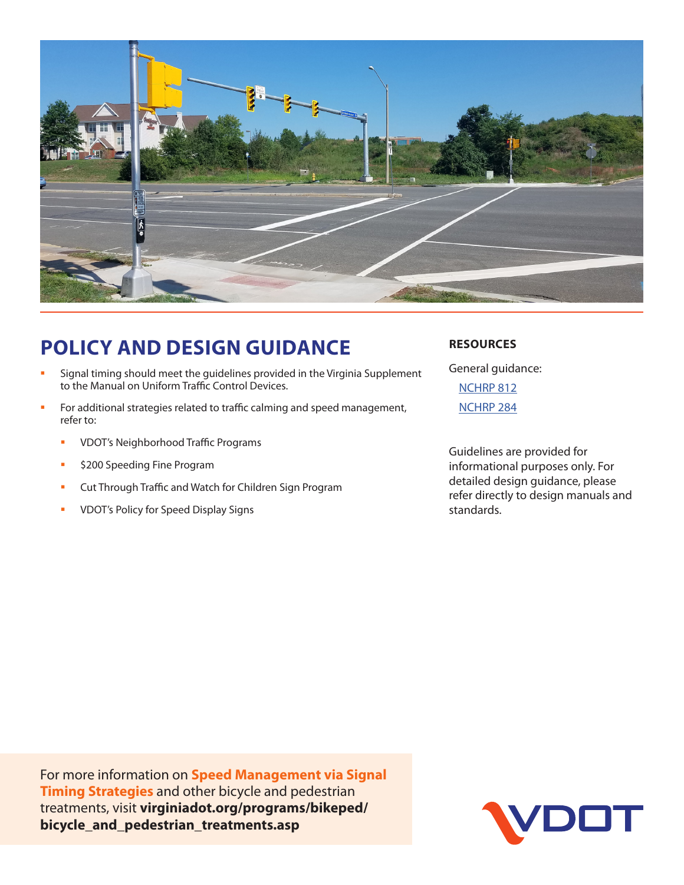## POLICY AND DESIGN GUIDANCE

- Signal timing should meet the guidelines provided in the Virginia Supplement to the Manual on Uniform Traffic Control Devices.
- For additional strategies related to traffic calming and speed management, refer to:
  - VDOT's Neighborhood Traffic Programs
  - $200 Speeding Fine Program
  - Cut Through Traffic and Watch for Children Sign Program
  - VDOT's Policy for Speed Display Signs

### RESOURCES

General guidance:

NCHRP 812

NCHRP 284

Guidelines are provided for informational purposes only. For detailed design guidance, please refer directly to design manuals and standards.

For more information on **Speed Management via Signal Timing Strategies** and other bicycle and pedestrian treatments, visit **virginiadot.org/programs/bikeped/bicycle_and_pedestrian_treatments.asp**

VDOT